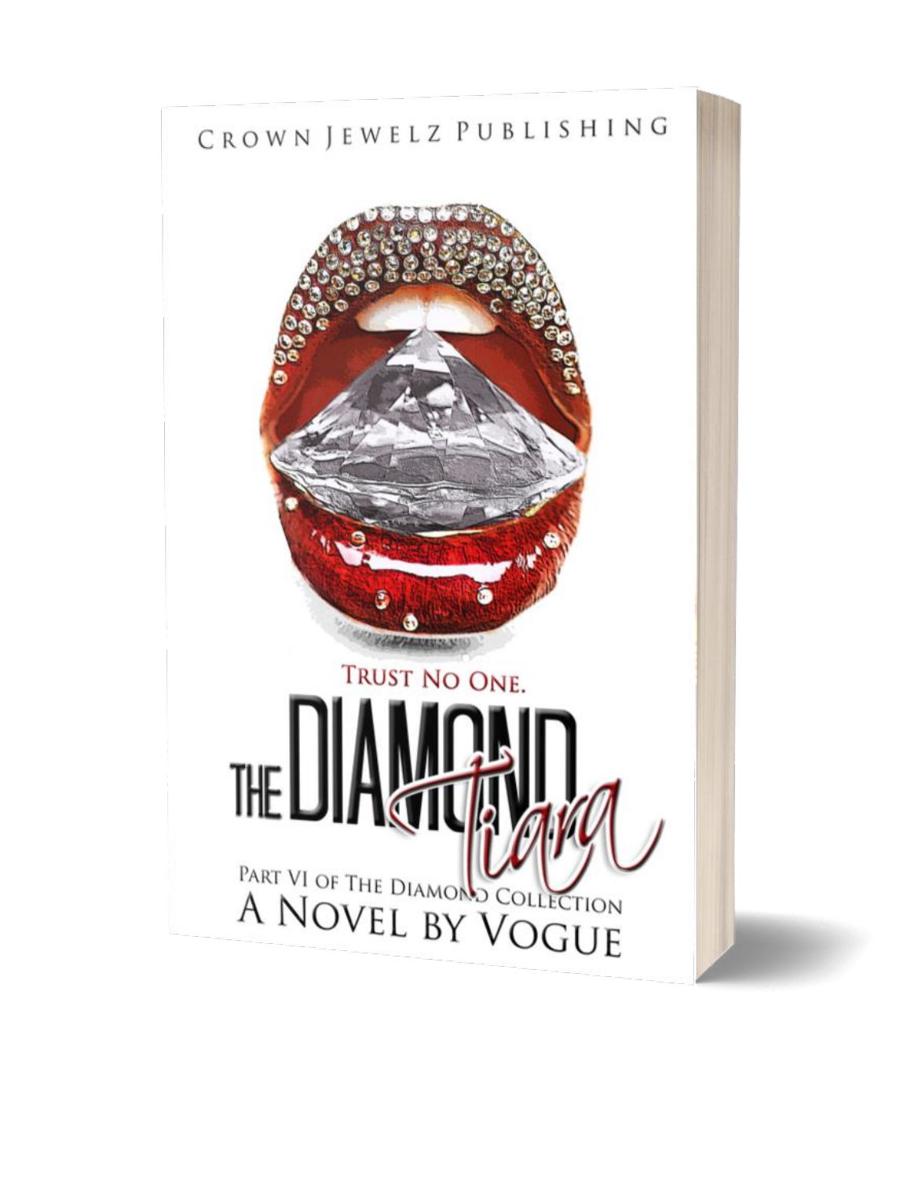Crown Jewelz Publishing

Trust No One.

# The Diamond Tiara

Part VI of The Diamond Collection

A Novel by Vogue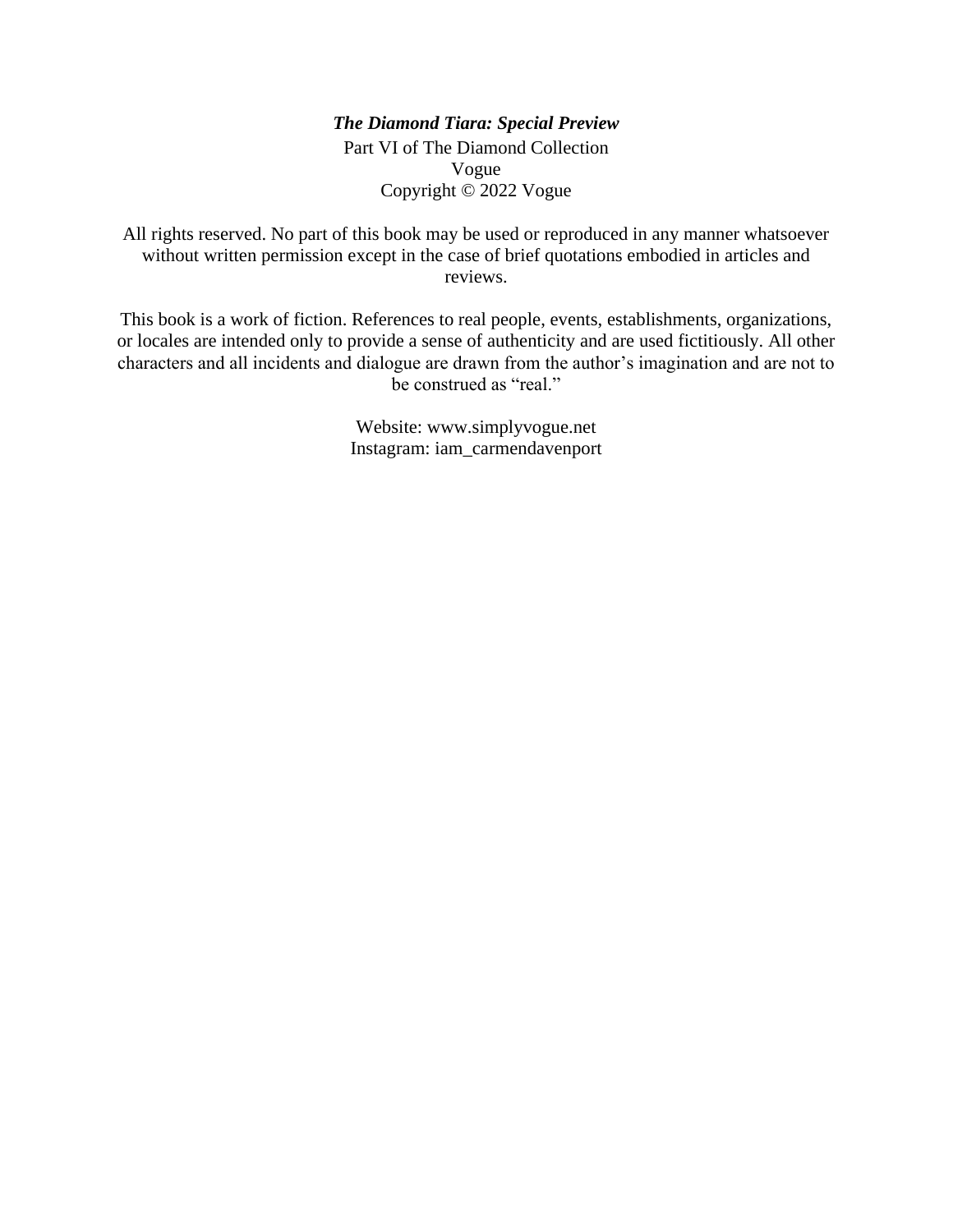***The Diamond Tiara: Special Preview***

Part VI of The Diamond Collection

Vogue

Copyright © 2022 Vogue

All rights reserved. No part of this book may be used or reproduced in any manner whatsoever without written permission except in the case of brief quotations embodied in articles and reviews.

This book is a work of fiction. References to real people, events, establishments, organizations, or locales are intended only to provide a sense of authenticity and are used fictitiously. All other characters and all incidents and dialogue are drawn from the author's imagination and are not to be construed as "real."

Website: www.simplyvogue.net

Instagram: iam_carmendavenport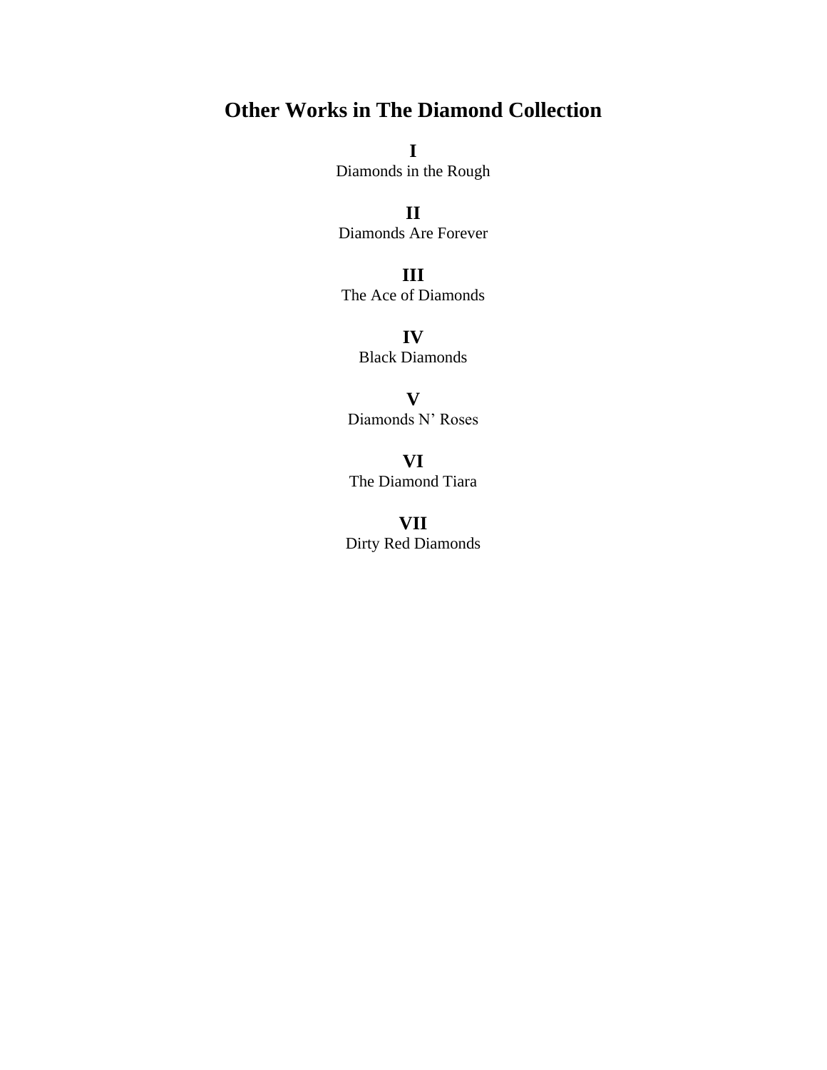# Other Works in The Diamond Collection

**I**
Diamonds in the Rough

**II**
Diamonds Are Forever

**III**
The Ace of Diamonds

**IV**
Black Diamonds

**V**
Diamonds N' Roses

**VI**
The Diamond Tiara

**VII**
Dirty Red Diamonds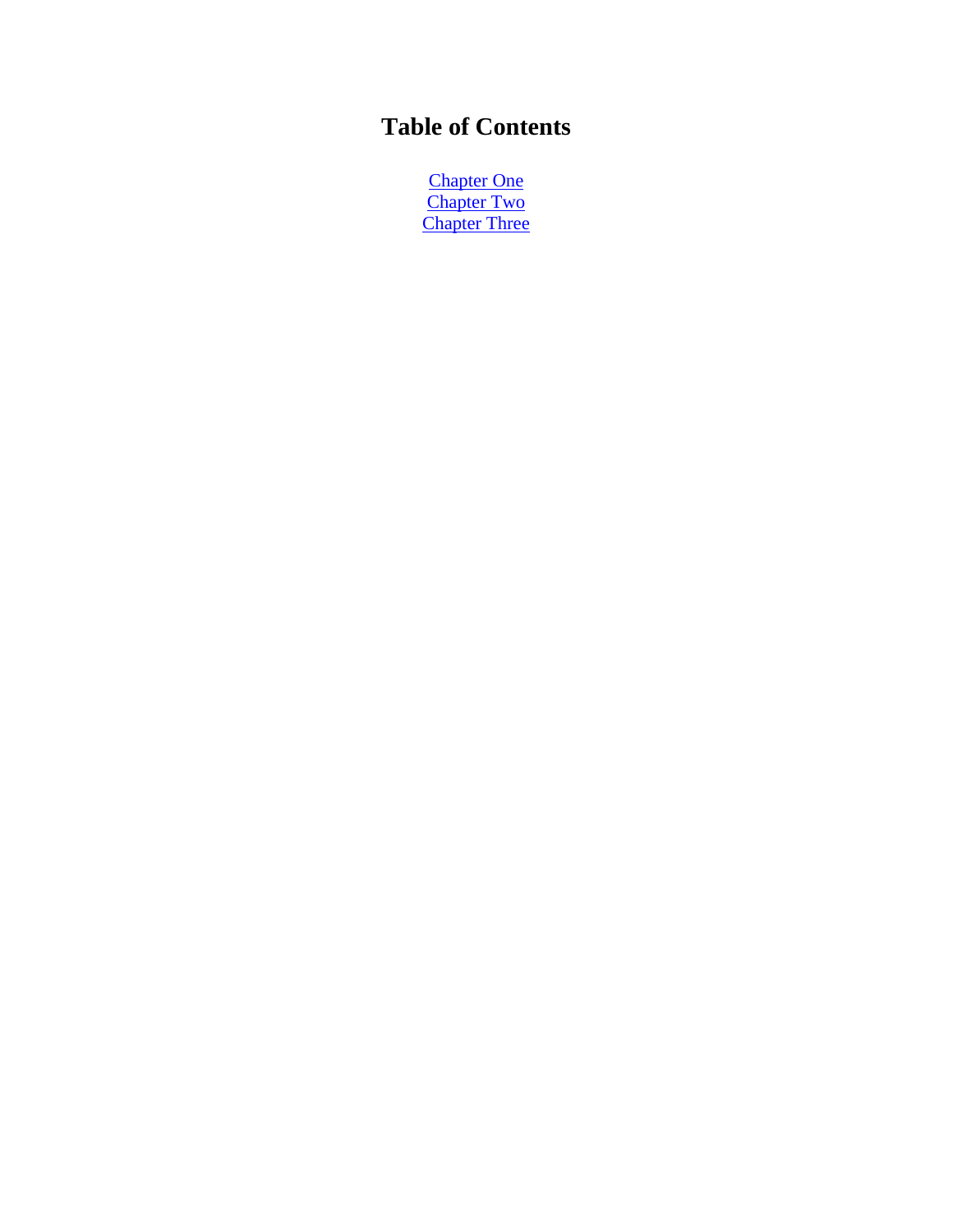# Table of Contents

Chapter One
Chapter Two
Chapter Three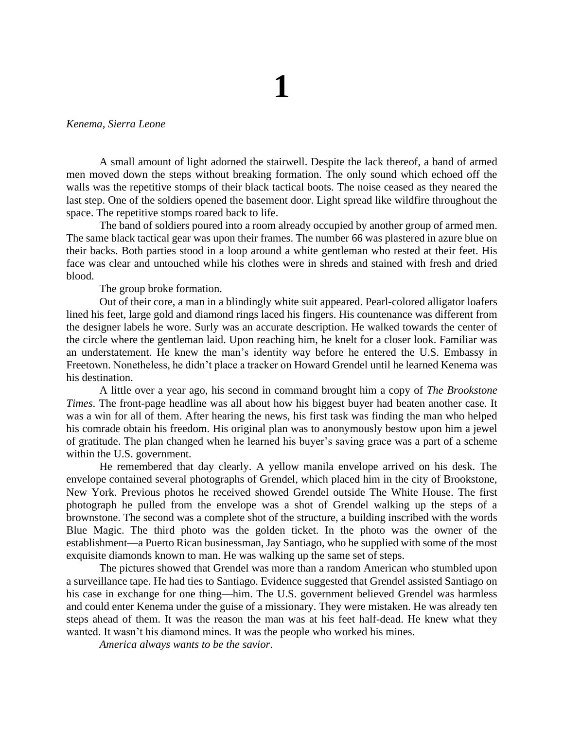# 1

*Kenema, Sierra Leone*

A small amount of light adorned the stairwell. Despite the lack thereof, a band of armed men moved down the steps without breaking formation. The only sound which echoed off the walls was the repetitive stomps of their black tactical boots. The noise ceased as they neared the last step. One of the soldiers opened the basement door. Light spread like wildfire throughout the space. The repetitive stomps roared back to life.

The band of soldiers poured into a room already occupied by another group of armed men. The same black tactical gear was upon their frames. The number 66 was plastered in azure blue on their backs. Both parties stood in a loop around a white gentleman who rested at their feet. His face was clear and untouched while his clothes were in shreds and stained with fresh and dried blood.

The group broke formation.

Out of their core, a man in a blindingly white suit appeared. Pearl-colored alligator loafers lined his feet, large gold and diamond rings laced his fingers. His countenance was different from the designer labels he wore. Surly was an accurate description. He walked towards the center of the circle where the gentleman laid. Upon reaching him, he knelt for a closer look. Familiar was an understatement. He knew the man's identity way before he entered the U.S. Embassy in Freetown. Nonetheless, he didn't place a tracker on Howard Grendel until he learned Kenema was his destination.

A little over a year ago, his second in command brought him a copy of *The Brookstone Times*. The front-page headline was all about how his biggest buyer had beaten another case. It was a win for all of them. After hearing the news, his first task was finding the man who helped his comrade obtain his freedom. His original plan was to anonymously bestow upon him a jewel of gratitude. The plan changed when he learned his buyer's saving grace was a part of a scheme within the U.S. government.

He remembered that day clearly. A yellow manila envelope arrived on his desk. The envelope contained several photographs of Grendel, which placed him in the city of Brookstone, New York. Previous photos he received showed Grendel outside The White House. The first photograph he pulled from the envelope was a shot of Grendel walking up the steps of a brownstone. The second was a complete shot of the structure, a building inscribed with the words Blue Magic. The third photo was the golden ticket. In the photo was the owner of the establishment—a Puerto Rican businessman, Jay Santiago, who he supplied with some of the most exquisite diamonds known to man. He was walking up the same set of steps.

The pictures showed that Grendel was more than a random American who stumbled upon a surveillance tape. He had ties to Santiago. Evidence suggested that Grendel assisted Santiago on his case in exchange for one thing—him. The U.S. government believed Grendel was harmless and could enter Kenema under the guise of a missionary. They were mistaken. He was already ten steps ahead of them. It was the reason the man was at his feet half-dead. He knew what they wanted. It wasn't his diamond mines. It was the people who worked his mines.

*America always wants to be the savior.*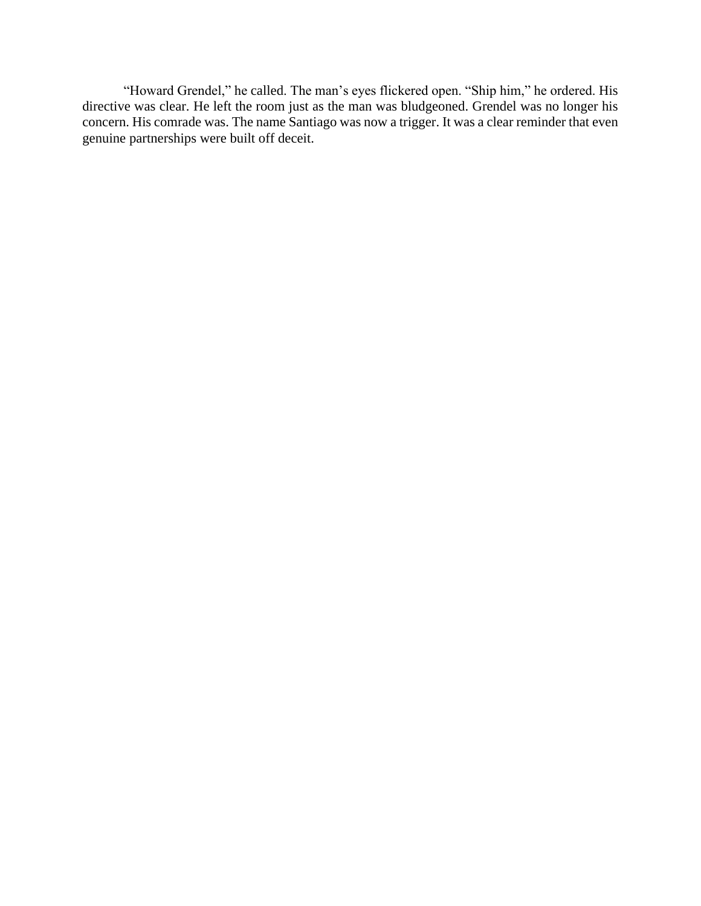"Howard Grendel," he called. The man's eyes flickered open. "Ship him," he ordered. His directive was clear. He left the room just as the man was bludgeoned. Grendel was no longer his concern. His comrade was. The name Santiago was now a trigger. It was a clear reminder that even genuine partnerships were built off deceit.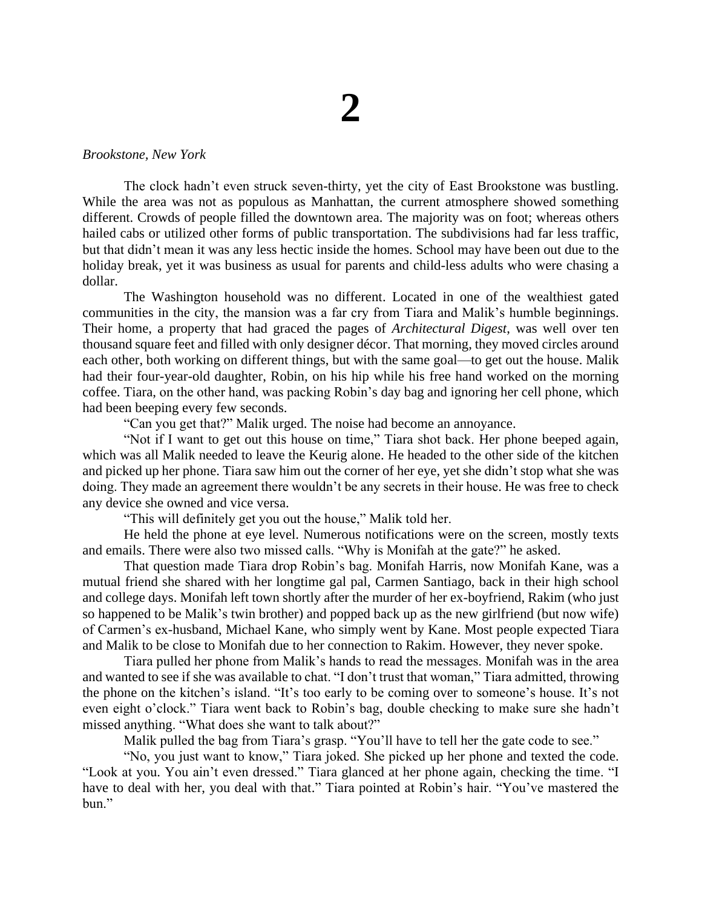# 2

*Brookstone, New York*

The clock hadn't even struck seven-thirty, yet the city of East Brookstone was bustling. While the area was not as populous as Manhattan, the current atmosphere showed something different. Crowds of people filled the downtown area. The majority was on foot; whereas others hailed cabs or utilized other forms of public transportation. The subdivisions had far less traffic, but that didn't mean it was any less hectic inside the homes. School may have been out due to the holiday break, yet it was business as usual for parents and child-less adults who were chasing a dollar.

The Washington household was no different. Located in one of the wealthiest gated communities in the city, the mansion was a far cry from Tiara and Malik's humble beginnings. Their home, a property that had graced the pages of *Architectural Digest*, was well over ten thousand square feet and filled with only designer décor. That morning, they moved circles around each other, both working on different things, but with the same goal—to get out the house. Malik had their four-year-old daughter, Robin, on his hip while his free hand worked on the morning coffee. Tiara, on the other hand, was packing Robin's day bag and ignoring her cell phone, which had been beeping every few seconds.

"Can you get that?" Malik urged. The noise had become an annoyance.

"Not if I want to get out this house on time," Tiara shot back. Her phone beeped again, which was all Malik needed to leave the Keurig alone. He headed to the other side of the kitchen and picked up her phone. Tiara saw him out the corner of her eye, yet she didn't stop what she was doing. They made an agreement there wouldn't be any secrets in their house. He was free to check any device she owned and vice versa.

"This will definitely get you out the house," Malik told her.

He held the phone at eye level. Numerous notifications were on the screen, mostly texts and emails. There were also two missed calls. "Why is Monifah at the gate?" he asked.

That question made Tiara drop Robin's bag. Monifah Harris, now Monifah Kane, was a mutual friend she shared with her longtime gal pal, Carmen Santiago, back in their high school and college days. Monifah left town shortly after the murder of her ex-boyfriend, Rakim (who just so happened to be Malik's twin brother) and popped back up as the new girlfriend (but now wife) of Carmen's ex-husband, Michael Kane, who simply went by Kane. Most people expected Tiara and Malik to be close to Monifah due to her connection to Rakim. However, they never spoke.

Tiara pulled her phone from Malik's hands to read the messages. Monifah was in the area and wanted to see if she was available to chat. "I don't trust that woman," Tiara admitted, throwing the phone on the kitchen's island. "It's too early to be coming over to someone's house. It's not even eight o'clock." Tiara went back to Robin's bag, double checking to make sure she hadn't missed anything. "What does she want to talk about?"

Malik pulled the bag from Tiara's grasp. "You'll have to tell her the gate code to see."

"No, you just want to know," Tiara joked. She picked up her phone and texted the code. "Look at you. You ain't even dressed." Tiara glanced at her phone again, checking the time. "I have to deal with her, you deal with that." Tiara pointed at Robin's hair. "You've mastered the bun."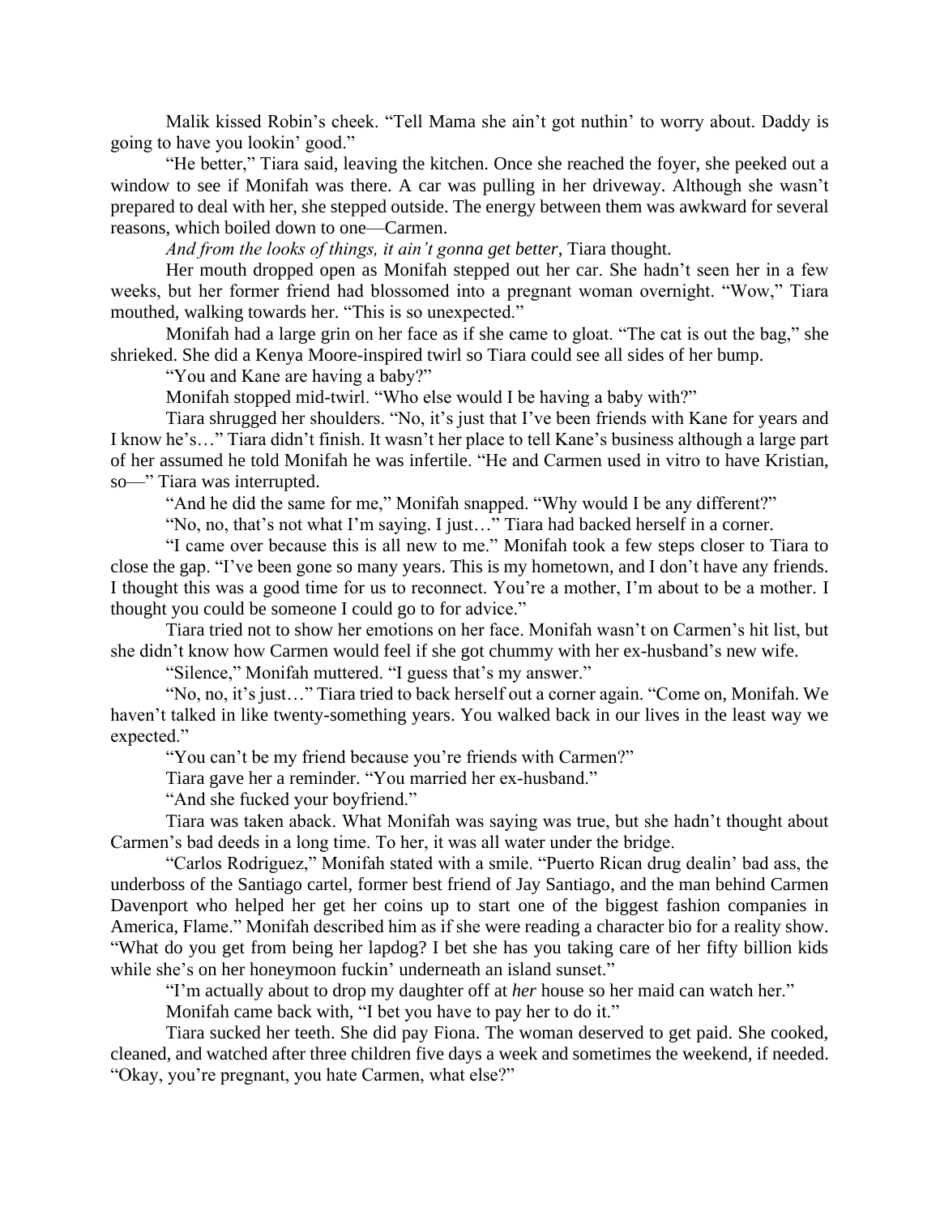Malik kissed Robin's cheek. "Tell Mama she ain't got nuthin' to worry about. Daddy is going to have you lookin' good."

"He better," Tiara said, leaving the kitchen. Once she reached the foyer, she peeked out a window to see if Monifah was there. A car was pulling in her driveway. Although she wasn't prepared to deal with her, she stepped outside. The energy between them was awkward for several reasons, which boiled down to one—Carmen.

*And from the looks of things, it ain't gonna get better*, Tiara thought.

Her mouth dropped open as Monifah stepped out her car. She hadn't seen her in a few weeks, but her former friend had blossomed into a pregnant woman overnight. "Wow," Tiara mouthed, walking towards her. "This is so unexpected."

Monifah had a large grin on her face as if she came to gloat. "The cat is out the bag," she shrieked. She did a Kenya Moore-inspired twirl so Tiara could see all sides of her bump.

"You and Kane are having a baby?"

Monifah stopped mid-twirl. "Who else would I be having a baby with?"

Tiara shrugged her shoulders. "No, it's just that I've been friends with Kane for years and I know he's…" Tiara didn't finish. It wasn't her place to tell Kane's business although a large part of her assumed he told Monifah he was infertile. "He and Carmen used in vitro to have Kristian, so—" Tiara was interrupted.

"And he did the same for me," Monifah snapped. "Why would I be any different?"

"No, no, that's not what I'm saying. I just…" Tiara had backed herself in a corner.

"I came over because this is all new to me." Monifah took a few steps closer to Tiara to close the gap. "I've been gone so many years. This is my hometown, and I don't have any friends. I thought this was a good time for us to reconnect. You're a mother, I'm about to be a mother. I thought you could be someone I could go to for advice."

Tiara tried not to show her emotions on her face. Monifah wasn't on Carmen's hit list, but she didn't know how Carmen would feel if she got chummy with her ex-husband's new wife.

"Silence," Monifah muttered. "I guess that's my answer."

"No, no, it's just…" Tiara tried to back herself out a corner again. "Come on, Monifah. We haven't talked in like twenty-something years. You walked back in our lives in the least way we expected."

"You can't be my friend because you're friends with Carmen?"

Tiara gave her a reminder. "You married her ex-husband."

"And she fucked your boyfriend."

Tiara was taken aback. What Monifah was saying was true, but she hadn't thought about Carmen's bad deeds in a long time. To her, it was all water under the bridge.

"Carlos Rodriguez," Monifah stated with a smile. "Puerto Rican drug dealin' bad ass, the underboss of the Santiago cartel, former best friend of Jay Santiago, and the man behind Carmen Davenport who helped her get her coins up to start one of the biggest fashion companies in America, Flame." Monifah described him as if she were reading a character bio for a reality show. "What do you get from being her lapdog? I bet she has you taking care of her fifty billion kids while she's on her honeymoon fuckin' underneath an island sunset."

"I'm actually about to drop my daughter off at *her* house so her maid can watch her."

Monifah came back with, "I bet you have to pay her to do it."

Tiara sucked her teeth. She did pay Fiona. The woman deserved to get paid. She cooked, cleaned, and watched after three children five days a week and sometimes the weekend, if needed. "Okay, you're pregnant, you hate Carmen, what else?"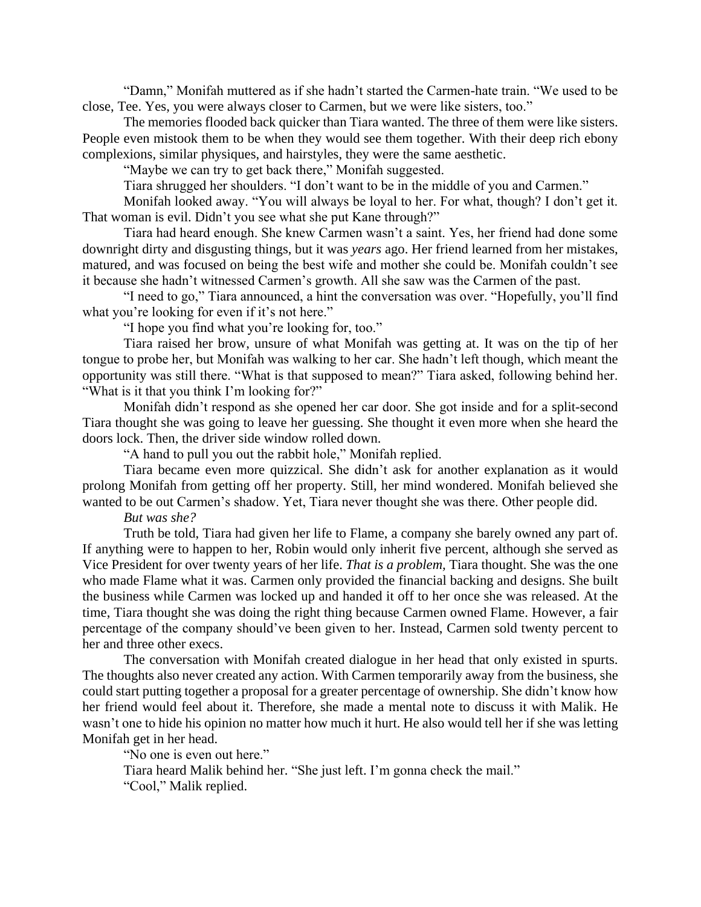"Damn," Monifah muttered as if she hadn't started the Carmen-hate train. "We used to be close, Tee. Yes, you were always closer to Carmen, but we were like sisters, too."

The memories flooded back quicker than Tiara wanted. The three of them were like sisters. People even mistook them to be when they would see them together. With their deep rich ebony complexions, similar physiques, and hairstyles, they were the same aesthetic.

"Maybe we can try to get back there," Monifah suggested.

Tiara shrugged her shoulders. "I don't want to be in the middle of you and Carmen."

Monifah looked away. "You will always be loyal to her. For what, though? I don't get it. That woman is evil. Didn't you see what she put Kane through?"

Tiara had heard enough. She knew Carmen wasn't a saint. Yes, her friend had done some downright dirty and disgusting things, but it was *years* ago. Her friend learned from her mistakes, matured, and was focused on being the best wife and mother she could be. Monifah couldn't see it because she hadn't witnessed Carmen's growth. All she saw was the Carmen of the past.

"I need to go," Tiara announced, a hint the conversation was over. "Hopefully, you'll find what you're looking for even if it's not here."

"I hope you find what you're looking for, too."

Tiara raised her brow, unsure of what Monifah was getting at. It was on the tip of her tongue to probe her, but Monifah was walking to her car. She hadn't left though, which meant the opportunity was still there. "What is that supposed to mean?" Tiara asked, following behind her. "What is it that you think I'm looking for?"

Monifah didn't respond as she opened her car door. She got inside and for a split-second Tiara thought she was going to leave her guessing. She thought it even more when she heard the doors lock. Then, the driver side window rolled down.

"A hand to pull you out the rabbit hole," Monifah replied.

Tiara became even more quizzical. She didn't ask for another explanation as it would prolong Monifah from getting off her property. Still, her mind wondered. Monifah believed she wanted to be out Carmen's shadow. Yet, Tiara never thought she was there. Other people did.

*But was she?*

Truth be told, Tiara had given her life to Flame, a company she barely owned any part of. If anything were to happen to her, Robin would only inherit five percent, although she served as Vice President for over twenty years of her life. *That is a problem,* Tiara thought. She was the one who made Flame what it was. Carmen only provided the financial backing and designs. She built the business while Carmen was locked up and handed it off to her once she was released. At the time, Tiara thought she was doing the right thing because Carmen owned Flame. However, a fair percentage of the company should've been given to her. Instead, Carmen sold twenty percent to her and three other execs.

The conversation with Monifah created dialogue in her head that only existed in spurts. The thoughts also never created any action. With Carmen temporarily away from the business, she could start putting together a proposal for a greater percentage of ownership. She didn't know how her friend would feel about it. Therefore, she made a mental note to discuss it with Malik. He wasn't one to hide his opinion no matter how much it hurt. He also would tell her if she was letting Monifah get in her head.

"No one is even out here."

Tiara heard Malik behind her. "She just left. I'm gonna check the mail."

"Cool," Malik replied.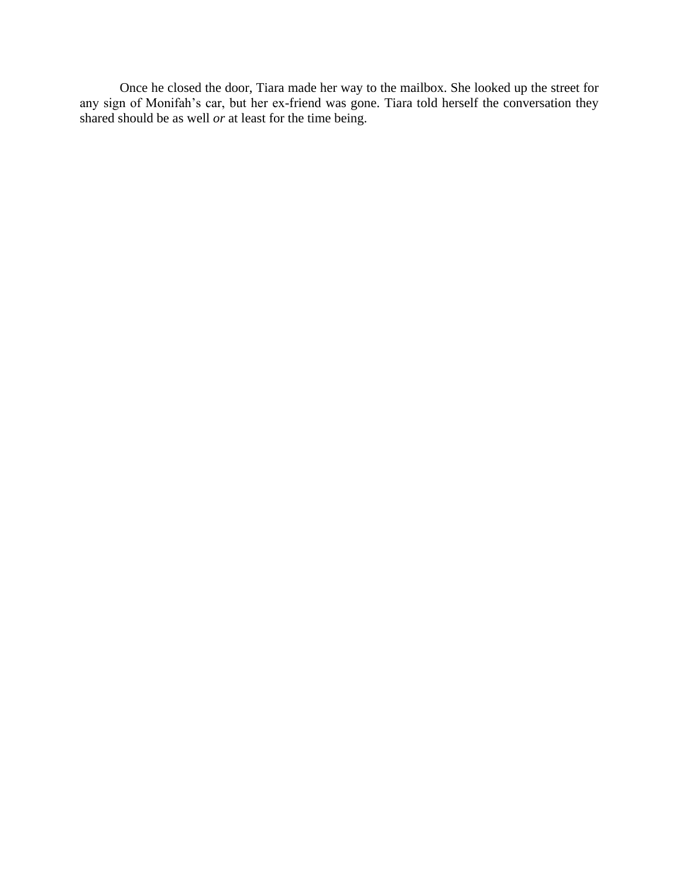Once he closed the door, Tiara made her way to the mailbox. She looked up the street for any sign of Monifah's car, but her ex-friend was gone. Tiara told herself the conversation they shared should be as well *or* at least for the time being.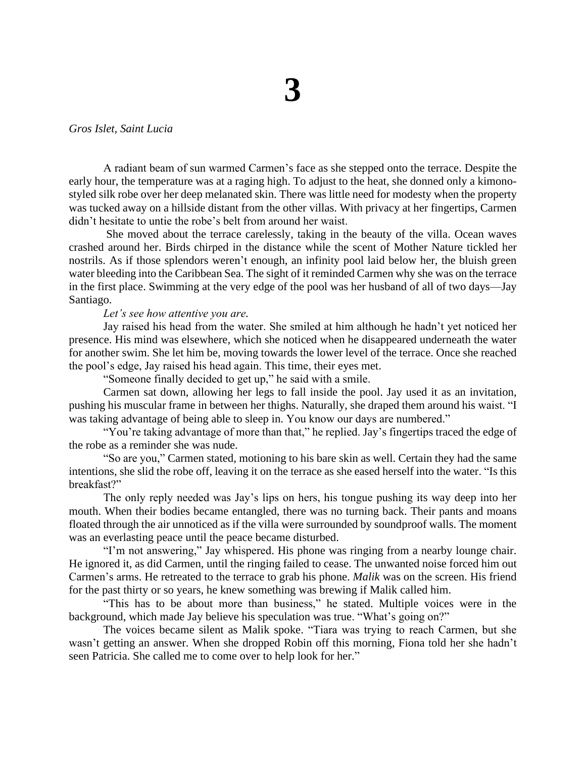# 3

*Gros Islet, Saint Lucia*

A radiant beam of sun warmed Carmen's face as she stepped onto the terrace. Despite the early hour, the temperature was at a raging high. To adjust to the heat, she donned only a kimono-styled silk robe over her deep melanated skin. There was little need for modesty when the property was tucked away on a hillside distant from the other villas. With privacy at her fingertips, Carmen didn't hesitate to untie the robe's belt from around her waist.

She moved about the terrace carelessly, taking in the beauty of the villa. Ocean waves crashed around her. Birds chirped in the distance while the scent of Mother Nature tickled her nostrils. As if those splendors weren't enough, an infinity pool laid below her, the bluish green water bleeding into the Caribbean Sea. The sight of it reminded Carmen why she was on the terrace in the first place. Swimming at the very edge of the pool was her husband of all of two days—Jay Santiago.

*Let's see how attentive you are.*

Jay raised his head from the water. She smiled at him although he hadn't yet noticed her presence. His mind was elsewhere, which she noticed when he disappeared underneath the water for another swim. She let him be, moving towards the lower level of the terrace. Once she reached the pool's edge, Jay raised his head again. This time, their eyes met.

"Someone finally decided to get up," he said with a smile.

Carmen sat down, allowing her legs to fall inside the pool. Jay used it as an invitation, pushing his muscular frame in between her thighs. Naturally, she draped them around his waist. "I was taking advantage of being able to sleep in. You know our days are numbered."

"You're taking advantage of more than that," he replied. Jay's fingertips traced the edge of the robe as a reminder she was nude.

"So are you," Carmen stated, motioning to his bare skin as well. Certain they had the same intentions, she slid the robe off, leaving it on the terrace as she eased herself into the water. "Is this breakfast?"

The only reply needed was Jay's lips on hers, his tongue pushing its way deep into her mouth. When their bodies became entangled, there was no turning back. Their pants and moans floated through the air unnoticed as if the villa were surrounded by soundproof walls. The moment was an everlasting peace until the peace became disturbed.

"I'm not answering," Jay whispered. His phone was ringing from a nearby lounge chair. He ignored it, as did Carmen, until the ringing failed to cease. The unwanted noise forced him out Carmen's arms. He retreated to the terrace to grab his phone. *Malik* was on the screen. His friend for the past thirty or so years, he knew something was brewing if Malik called him.

"This has to be about more than business," he stated. Multiple voices were in the background, which made Jay believe his speculation was true. "What's going on?"

The voices became silent as Malik spoke. "Tiara was trying to reach Carmen, but she wasn't getting an answer. When she dropped Robin off this morning, Fiona told her she hadn't seen Patricia. She called me to come over to help look for her."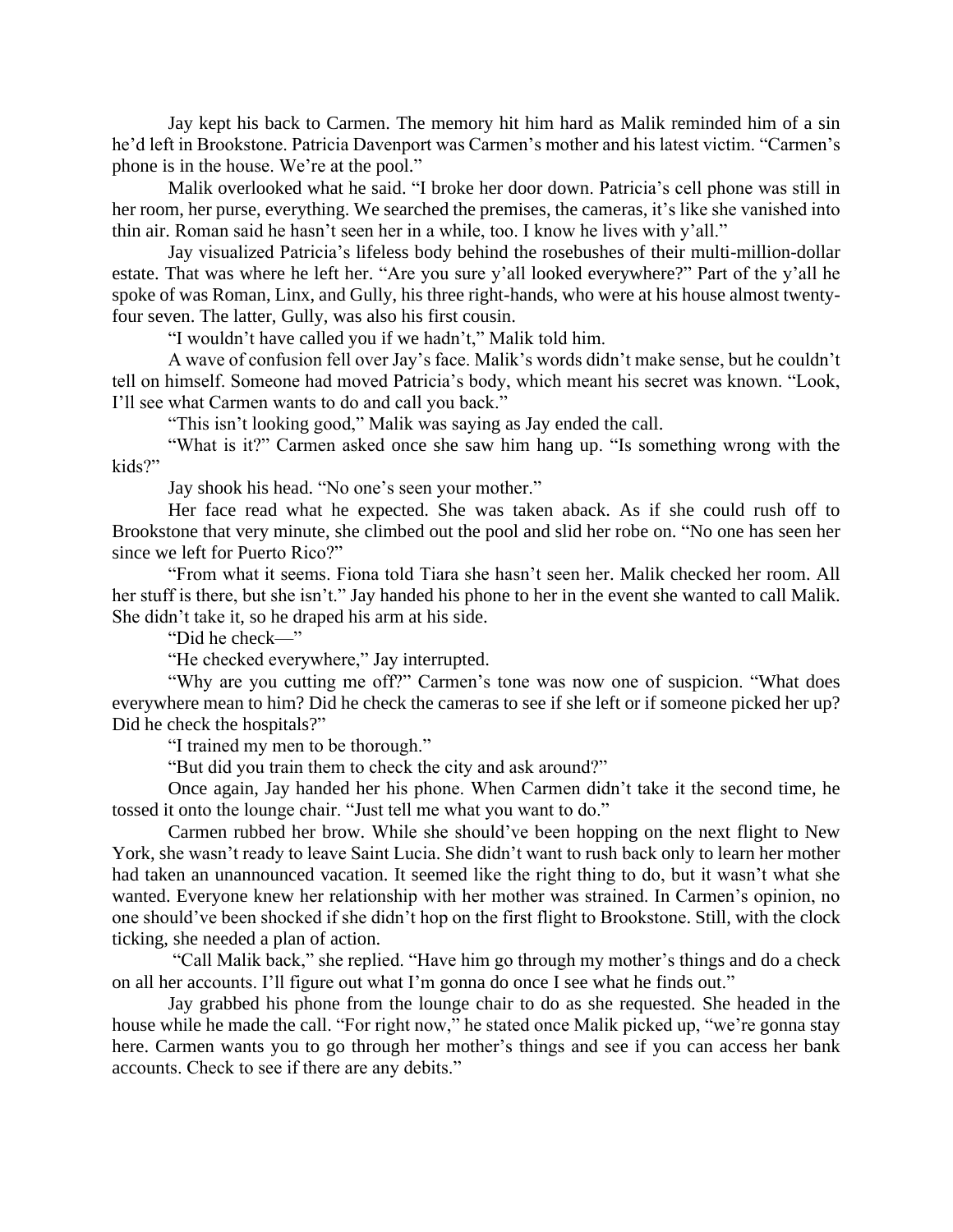Jay kept his back to Carmen. The memory hit him hard as Malik reminded him of a sin he'd left in Brookstone. Patricia Davenport was Carmen's mother and his latest victim. "Carmen's phone is in the house. We're at the pool."

Malik overlooked what he said. "I broke her door down. Patricia's cell phone was still in her room, her purse, everything. We searched the premises, the cameras, it's like she vanished into thin air. Roman said he hasn't seen her in a while, too. I know he lives with y'all."

Jay visualized Patricia's lifeless body behind the rosebushes of their multi-million-dollar estate. That was where he left her. "Are you sure y'all looked everywhere?" Part of the y'all he spoke of was Roman, Linx, and Gully, his three right-hands, who were at his house almost twenty-four seven. The latter, Gully, was also his first cousin.

"I wouldn't have called you if we hadn't," Malik told him.

A wave of confusion fell over Jay's face. Malik's words didn't make sense, but he couldn't tell on himself. Someone had moved Patricia's body, which meant his secret was known. "Look, I'll see what Carmen wants to do and call you back."

"This isn't looking good," Malik was saying as Jay ended the call.

"What is it?" Carmen asked once she saw him hang up. "Is something wrong with the kids?"

Jay shook his head. "No one's seen your mother."

Her face read what he expected. She was taken aback. As if she could rush off to Brookstone that very minute, she climbed out the pool and slid her robe on. "No one has seen her since we left for Puerto Rico?"

"From what it seems. Fiona told Tiara she hasn't seen her. Malik checked her room. All her stuff is there, but she isn't." Jay handed his phone to her in the event she wanted to call Malik. She didn't take it, so he draped his arm at his side.

"Did he check—"

"He checked everywhere," Jay interrupted.

"Why are you cutting me off?" Carmen's tone was now one of suspicion. "What does everywhere mean to him? Did he check the cameras to see if she left or if someone picked her up? Did he check the hospitals?"

"I trained my men to be thorough."

"But did you train them to check the city and ask around?"

Once again, Jay handed her his phone. When Carmen didn't take it the second time, he tossed it onto the lounge chair. "Just tell me what you want to do."

Carmen rubbed her brow. While she should've been hopping on the next flight to New York, she wasn't ready to leave Saint Lucia. She didn't want to rush back only to learn her mother had taken an unannounced vacation. It seemed like the right thing to do, but it wasn't what she wanted. Everyone knew her relationship with her mother was strained. In Carmen's opinion, no one should've been shocked if she didn't hop on the first flight to Brookstone. Still, with the clock ticking, she needed a plan of action.

"Call Malik back," she replied. "Have him go through my mother's things and do a check on all her accounts. I'll figure out what I'm gonna do once I see what he finds out."

Jay grabbed his phone from the lounge chair to do as she requested. She headed in the house while he made the call. "For right now," he stated once Malik picked up, "we're gonna stay here. Carmen wants you to go through her mother's things and see if you can access her bank accounts. Check to see if there are any debits."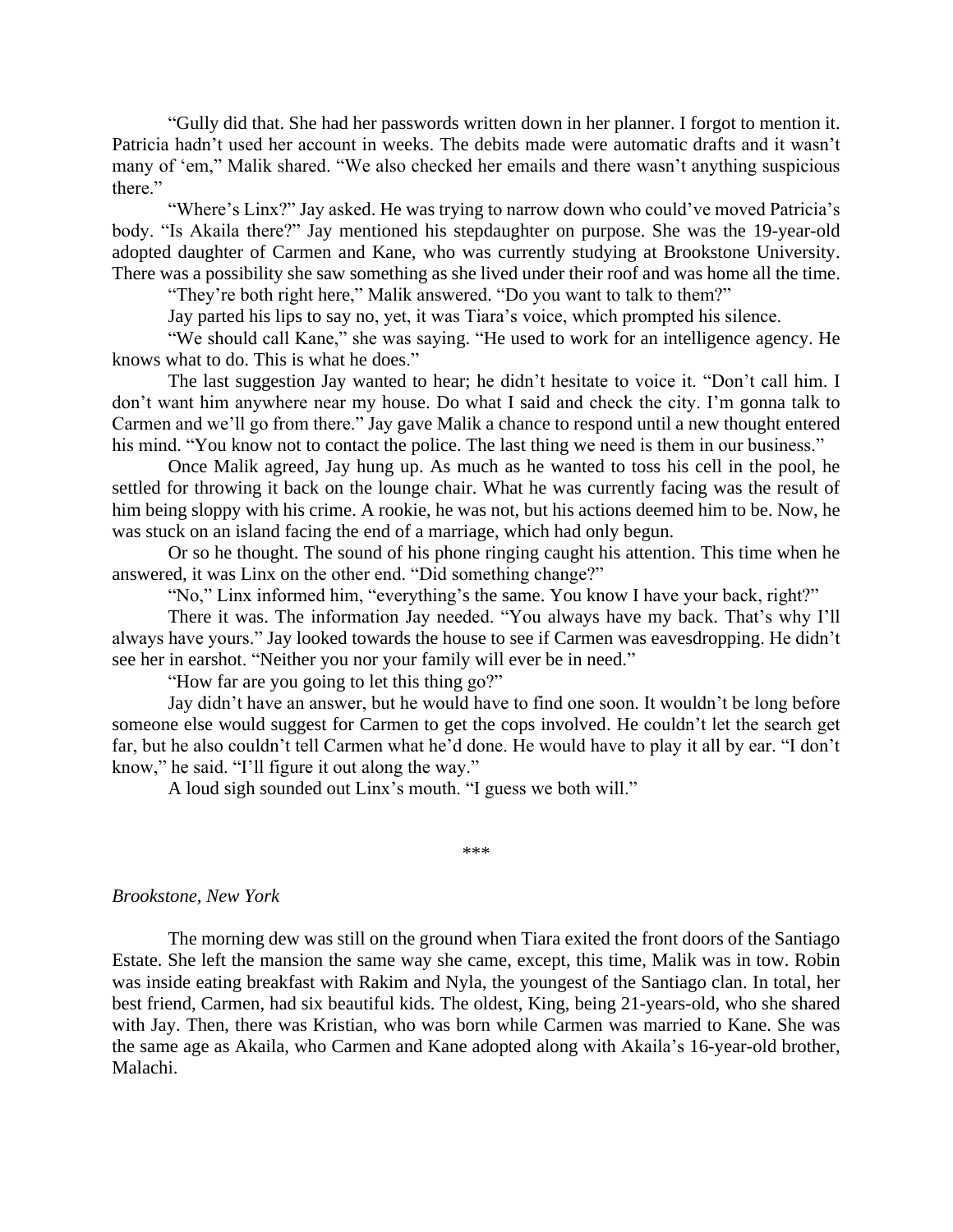"Gully did that. She had her passwords written down in her planner. I forgot to mention it. Patricia hadn't used her account in weeks. The debits made were automatic drafts and it wasn't many of 'em," Malik shared. "We also checked her emails and there wasn't anything suspicious there."

"Where's Linx?" Jay asked. He was trying to narrow down who could've moved Patricia's body. "Is Akaila there?" Jay mentioned his stepdaughter on purpose. She was the 19-year-old adopted daughter of Carmen and Kane, who was currently studying at Brookstone University. There was a possibility she saw something as she lived under their roof and was home all the time.

"They're both right here," Malik answered. "Do you want to talk to them?"

Jay parted his lips to say no, yet, it was Tiara's voice, which prompted his silence.

"We should call Kane," she was saying. "He used to work for an intelligence agency. He knows what to do. This is what he does."

The last suggestion Jay wanted to hear; he didn't hesitate to voice it. "Don't call him. I don't want him anywhere near my house. Do what I said and check the city. I'm gonna talk to Carmen and we'll go from there." Jay gave Malik a chance to respond until a new thought entered his mind. "You know not to contact the police. The last thing we need is them in our business."

Once Malik agreed, Jay hung up. As much as he wanted to toss his cell in the pool, he settled for throwing it back on the lounge chair. What he was currently facing was the result of him being sloppy with his crime. A rookie, he was not, but his actions deemed him to be. Now, he was stuck on an island facing the end of a marriage, which had only begun.

Or so he thought. The sound of his phone ringing caught his attention. This time when he answered, it was Linx on the other end. "Did something change?"

"No," Linx informed him, "everything's the same. You know I have your back, right?"

There it was. The information Jay needed. "You always have my back. That's why I'll always have yours." Jay looked towards the house to see if Carmen was eavesdropping. He didn't see her in earshot. "Neither you nor your family will ever be in need."

"How far are you going to let this thing go?"

Jay didn't have an answer, but he would have to find one soon. It wouldn't be long before someone else would suggest for Carmen to get the cops involved. He couldn't let the search get far, but he also couldn't tell Carmen what he'd done. He would have to play it all by ear. "I don't know," he said. "I'll figure it out along the way."

A loud sigh sounded out Linx's mouth. "I guess we both will."

***

*Brookstone, New York*

The morning dew was still on the ground when Tiara exited the front doors of the Santiago Estate. She left the mansion the same way she came, except, this time, Malik was in tow. Robin was inside eating breakfast with Rakim and Nyla, the youngest of the Santiago clan. In total, her best friend, Carmen, had six beautiful kids. The oldest, King, being 21-years-old, who she shared with Jay. Then, there was Kristian, who was born while Carmen was married to Kane. She was the same age as Akaila, who Carmen and Kane adopted along with Akaila's 16-year-old brother, Malachi.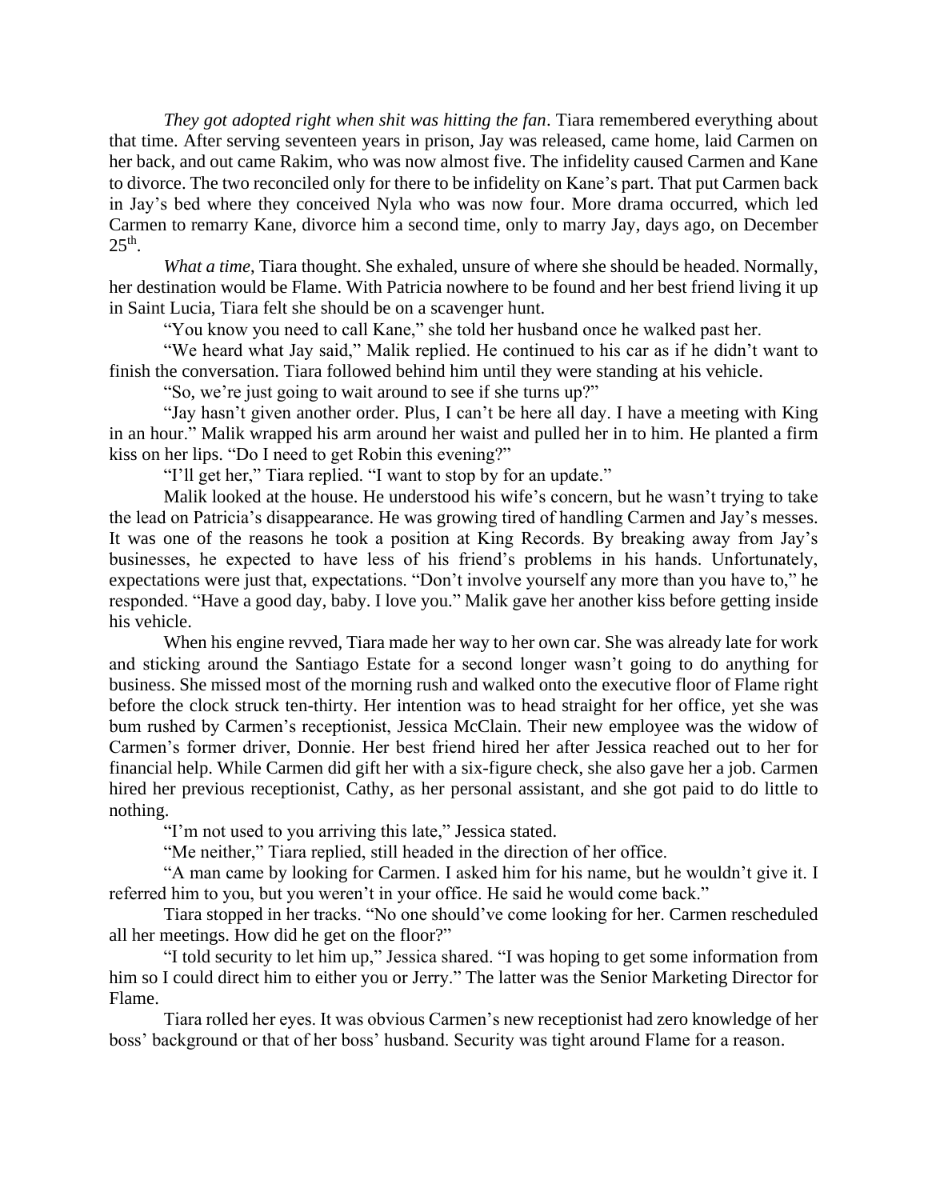*They got adopted right when shit was hitting the fan*. Tiara remembered everything about that time. After serving seventeen years in prison, Jay was released, came home, laid Carmen on her back, and out came Rakim, who was now almost five. The infidelity caused Carmen and Kane to divorce. The two reconciled only for there to be infidelity on Kane's part. That put Carmen back in Jay's bed where they conceived Nyla who was now four. More drama occurred, which led Carmen to remarry Kane, divorce him a second time, only to marry Jay, days ago, on December 25th.

*What a time*, Tiara thought. She exhaled, unsure of where she should be headed. Normally, her destination would be Flame. With Patricia nowhere to be found and her best friend living it up in Saint Lucia, Tiara felt she should be on a scavenger hunt.

"You know you need to call Kane," she told her husband once he walked past her.

"We heard what Jay said," Malik replied. He continued to his car as if he didn't want to finish the conversation. Tiara followed behind him until they were standing at his vehicle.

"So, we're just going to wait around to see if she turns up?"

"Jay hasn't given another order. Plus, I can't be here all day. I have a meeting with King in an hour." Malik wrapped his arm around her waist and pulled her in to him. He planted a firm kiss on her lips. "Do I need to get Robin this evening?"

"I'll get her," Tiara replied. "I want to stop by for an update."

Malik looked at the house. He understood his wife's concern, but he wasn't trying to take the lead on Patricia's disappearance. He was growing tired of handling Carmen and Jay's messes. It was one of the reasons he took a position at King Records. By breaking away from Jay's businesses, he expected to have less of his friend's problems in his hands. Unfortunately, expectations were just that, expectations. "Don't involve yourself any more than you have to," he responded. "Have a good day, baby. I love you." Malik gave her another kiss before getting inside his vehicle.

When his engine revved, Tiara made her way to her own car. She was already late for work and sticking around the Santiago Estate for a second longer wasn't going to do anything for business. She missed most of the morning rush and walked onto the executive floor of Flame right before the clock struck ten-thirty. Her intention was to head straight for her office, yet she was bum rushed by Carmen's receptionist, Jessica McClain. Their new employee was the widow of Carmen's former driver, Donnie. Her best friend hired her after Jessica reached out to her for financial help. While Carmen did gift her with a six-figure check, she also gave her a job. Carmen hired her previous receptionist, Cathy, as her personal assistant, and she got paid to do little to nothing.

"I'm not used to you arriving this late," Jessica stated.

"Me neither," Tiara replied, still headed in the direction of her office.

"A man came by looking for Carmen. I asked him for his name, but he wouldn't give it. I referred him to you, but you weren't in your office. He said he would come back."

Tiara stopped in her tracks. "No one should've come looking for her. Carmen rescheduled all her meetings. How did he get on the floor?"

"I told security to let him up," Jessica shared. "I was hoping to get some information from him so I could direct him to either you or Jerry." The latter was the Senior Marketing Director for Flame.

Tiara rolled her eyes. It was obvious Carmen's new receptionist had zero knowledge of her boss' background or that of her boss' husband. Security was tight around Flame for a reason.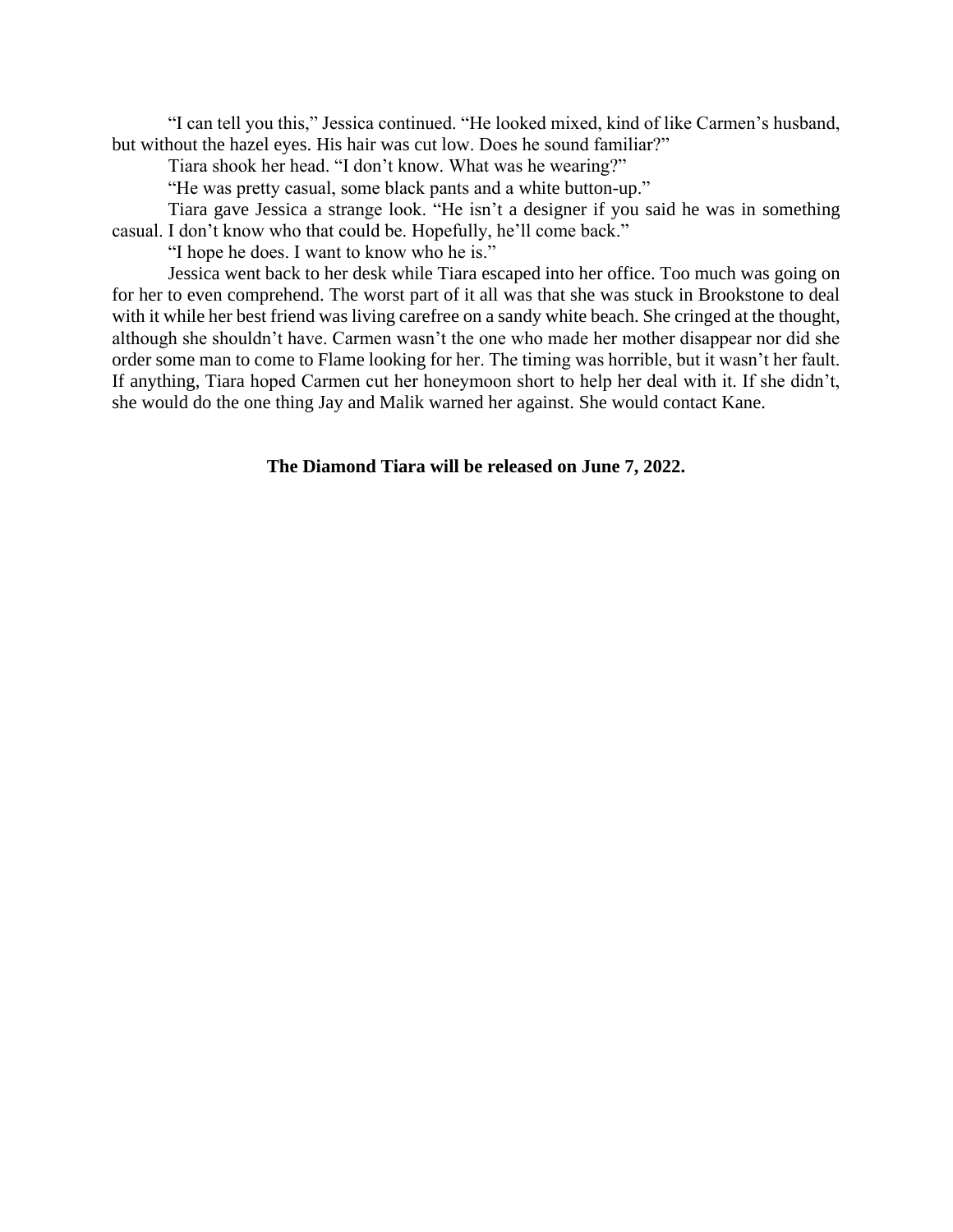"I can tell you this," Jessica continued. "He looked mixed, kind of like Carmen's husband, but without the hazel eyes. His hair was cut low. Does he sound familiar?"

Tiara shook her head. "I don't know. What was he wearing?"

"He was pretty casual, some black pants and a white button-up."

Tiara gave Jessica a strange look. "He isn't a designer if you said he was in something casual. I don't know who that could be. Hopefully, he'll come back."

"I hope he does. I want to know who he is."

Jessica went back to her desk while Tiara escaped into her office. Too much was going on for her to even comprehend. The worst part of it all was that she was stuck in Brookstone to deal with it while her best friend was living carefree on a sandy white beach. She cringed at the thought, although she shouldn't have. Carmen wasn't the one who made her mother disappear nor did she order some man to come to Flame looking for her. The timing was horrible, but it wasn't her fault. If anything, Tiara hoped Carmen cut her honeymoon short to help her deal with it. If she didn't, she would do the one thing Jay and Malik warned her against. She would contact Kane.

**The Diamond Tiara will be released on June 7, 2022.**